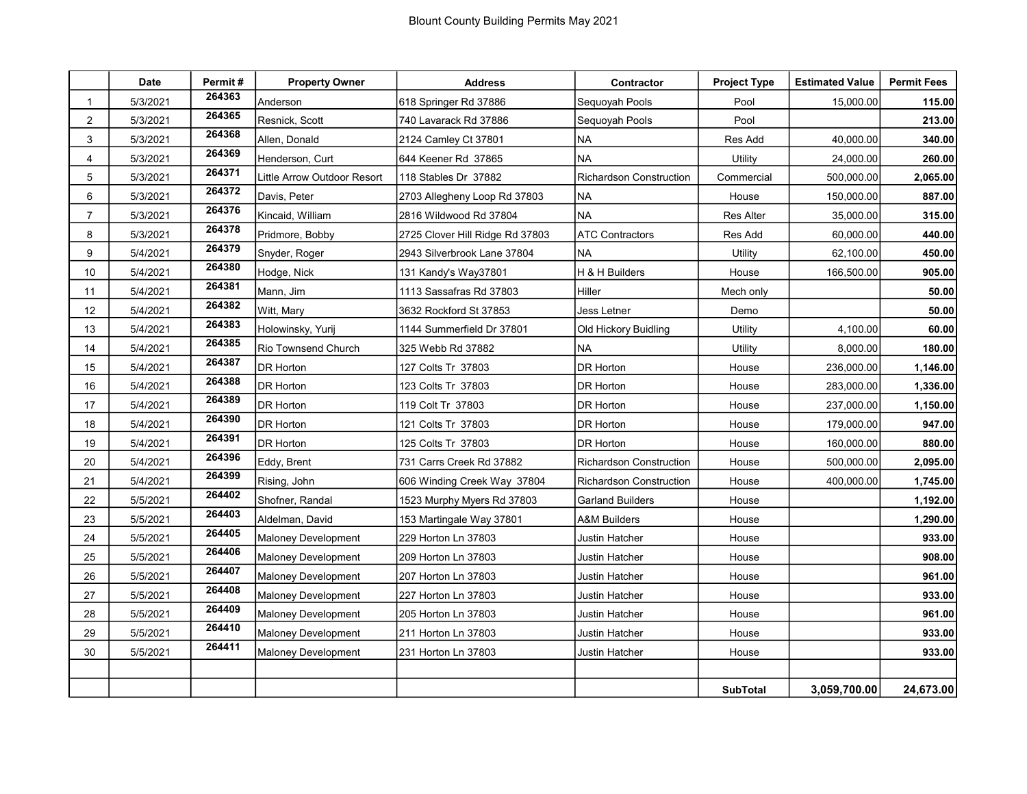# Blount County Building Permits May 2021

| | Date | Permit # | Property Owner | Address | Contractor | Project Type | Estimated Value | Permit Fees |
|---|---|---|---|---|---|---|---|---|
| 1 | 5/3/2021 | 264363 | Anderson | 618 Springer Rd 37886 | Sequoyah Pools | Pool | 15,000.00 | **115.00** |
| 2 | 5/3/2021 | 264365 | Resnick, Scott | 740 Lavarack Rd 37886 | Sequoyah Pools | Pool | | **213.00** |
| 3 | 5/3/2021 | 264368 | Allen, Donald | 2124 Camley Ct 37801 | NA | Res Add | 40,000.00 | **340.00** |
| 4 | 5/3/2021 | 264369 | Henderson, Curt | 644 Keener Rd 37865 | NA | Utility | 24,000.00 | **260.00** |
| 5 | 5/3/2021 | 264371 | Little Arrow Outdoor Resort | 118 Stables Dr 37882 | Richardson Construction | Commercial | 500,000.00 | **2,065.00** |
| 6 | 5/3/2021 | 264372 | Davis, Peter | 2703 Allegheny Loop Rd 37803 | NA | House | 150,000.00 | **887.00** |
| 7 | 5/3/2021 | 264376 | Kincaid, William | 2816 Wildwood Rd 37804 | NA | Res Alter | 35,000.00 | **315.00** |
| 8 | 5/3/2021 | 264378 | Pridmore, Bobby | 2725 Clover Hill Ridge Rd 37803 | ATC Contractors | Res Add | 60,000.00 | **440.00** |
| 9 | 5/4/2021 | 264379 | Snyder, Roger | 2943 Silverbrook Lane 37804 | NA | Utility | 62,100.00 | **450.00** |
| 10 | 5/4/2021 | 264380 | Hodge, Nick | 131 Kandy's Way37801 | H & H Builders | House | 166,500.00 | **905.00** |
| 11 | 5/4/2021 | 264381 | Mann, Jim | 1113 Sassafras Rd 37803 | Hiller | Mech only | | **50.00** |
| 12 | 5/4/2021 | 264382 | Witt, Mary | 3632 Rockford St 37853 | Jess Letner | Demo | | **50.00** |
| 13 | 5/4/2021 | 264383 | Holowinsky, Yurij | 1144 Summerfield Dr 37801 | Old Hickory Buidling | Utility | 4,100.00 | **60.00** |
| 14 | 5/4/2021 | 264385 | Rio Townsend Church | 325 Webb Rd 37882 | NA | Utility | 8,000.00 | **180.00** |
| 15 | 5/4/2021 | 264387 | DR Horton | 127 Colts Tr 37803 | DR Horton | House | 236,000.00 | **1,146.00** |
| 16 | 5/4/2021 | 264388 | DR Horton | 123 Colts Tr 37803 | DR Horton | House | 283,000.00 | **1,336.00** |
| 17 | 5/4/2021 | 264389 | DR Horton | 119 Colt Tr 37803 | DR Horton | House | 237,000.00 | **1,150.00** |
| 18 | 5/4/2021 | 264390 | DR Horton | 121 Colts Tr 37803 | DR Horton | House | 179,000.00 | **947.00** |
| 19 | 5/4/2021 | 264391 | DR Horton | 125 Colts Tr 37803 | DR Horton | House | 160,000.00 | **880.00** |
| 20 | 5/4/2021 | 264396 | Eddy, Brent | 731 Carrs Creek Rd 37882 | Richardson Construction | House | 500,000.00 | **2,095.00** |
| 21 | 5/4/2021 | 264399 | Rising, John | 606 Winding Creek Way 37804 | Richardson Construction | House | 400,000.00 | **1,745.00** |
| 22 | 5/5/2021 | 264402 | Shofner, Randal | 1523 Murphy Myers Rd 37803 | Garland Builders | House | | **1,192.00** |
| 23 | 5/5/2021 | 264403 | Aldelman, David | 153 Martingale Way 37801 | A&M Builders | House | | **1,290.00** |
| 24 | 5/5/2021 | 264405 | Maloney Development | 229 Horton Ln 37803 | Justin Hatcher | House | | **933.00** |
| 25 | 5/5/2021 | 264406 | Maloney Development | 209 Horton Ln 37803 | Justin Hatcher | House | | **908.00** |
| 26 | 5/5/2021 | 264407 | Maloney Development | 207 Horton Ln 37803 | Justin Hatcher | House | | **961.00** |
| 27 | 5/5/2021 | 264408 | Maloney Development | 227 Horton Ln 37803 | Justin Hatcher | House | | **933.00** |
| 28 | 5/5/2021 | 264409 | Maloney Development | 205 Horton Ln 37803 | Justin Hatcher | House | | **961.00** |
| 29 | 5/5/2021 | 264410 | Maloney Development | 211 Horton Ln 37803 | Justin Hatcher | House | | **933.00** |
| 30 | 5/5/2021 | 264411 | Maloney Development | 231 Horton Ln 37803 | Justin Hatcher | House | | **933.00** |
| | | | | | | | | |
| | | | | | | **SubTotal** | **3,059,700.00** | **24,673.00** |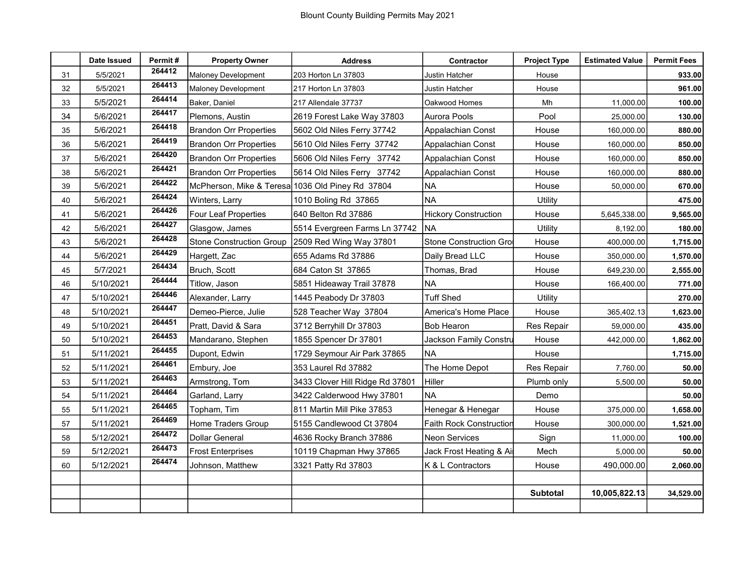# Blount County Building Permits May 2021

|  | Date Issued | Permit # | Property Owner | Address | Contractor | Project Type | Estimated Value | Permit Fees |
|---|---|---|---|---|---|---|---|---|
| 31 | 5/5/2021 | 264412 | Maloney Development | 203 Horton Ln 37803 | Justin Hatcher | House |  | **933.00** |
| 32 | 5/5/2021 | 264413 | Maloney Development | 217 Horton Ln 37803 | Justin Hatcher | House |  | **961.00** |
| 33 | 5/5/2021 | 264414 | Baker, Daniel | 217 Allendale 37737 | Oakwood Homes | Mh | 11,000.00 | **100.00** |
| 34 | 5/6/2021 | 264417 | Plemons, Austin | 2619 Forest Lake Way 37803 | Aurora Pools | Pool | 25,000.00 | **130.00** |
| 35 | 5/6/2021 | 264418 | Brandon Orr Properties | 5602 Old Niles Ferry 37742 | Appalachian Const | House | 160,000.00 | **880.00** |
| 36 | 5/6/2021 | 264419 | Brandon Orr Properties | 5610 Old Niles Ferry 37742 | Appalachian Const | House | 160,000.00 | **850.00** |
| 37 | 5/6/2021 | 264420 | Brandon Orr Properties | 5606 Old Niles Ferry 37742 | Appalachian Const | House | 160,000.00 | **850.00** |
| 38 | 5/6/2021 | 264421 | Brandon Orr Properties | 5614 Old Niles Ferry 37742 | Appalachian Const | House | 160,000.00 | **880.00** |
| 39 | 5/6/2021 | 264422 | McPherson, Mike & Teresa | 1036 Old Piney Rd 37804 | NA | House | 50,000.00 | **670.00** |
| 40 | 5/6/2021 | 264424 | Winters, Larry | 1010 Boling Rd 37865 | NA | Utility |  | **475.00** |
| 41 | 5/6/2021 | 264426 | Four Leaf Properties | 640 Belton Rd 37886 | Hickory Construction | House | 5,645,338.00 | **9,565.00** |
| 42 | 5/6/2021 | 264427 | Glasgow, James | 5514 Evergreen Farms Ln 37742 | NA | Utility | 8,192.00 | **180.00** |
| 43 | 5/6/2021 | 264428 | Stone Construction Group | 2509 Red Wing Way 37801 | Stone Construction Gro | House | 400,000.00 | **1,715.00** |
| 44 | 5/6/2021 | 264429 | Hargett, Zac | 655 Adams Rd 37886 | Daily Bread LLC | House | 350,000.00 | **1,570.00** |
| 45 | 5/7/2021 | 264434 | Bruch, Scott | 684 Caton St 37865 | Thomas, Brad | House | 649,230.00 | **2,555.00** |
| 46 | 5/10/2021 | 264444 | Titlow, Jason | 5851 Hideaway Trail 37878 | NA | House | 166,400.00 | **771.00** |
| 47 | 5/10/2021 | 264446 | Alexander, Larry | 1445 Peabody Dr 37803 | Tuff Shed | Utility |  | **270.00** |
| 48 | 5/10/2021 | 264447 | Demeo-Pierce, Julie | 528 Teacher Way 37804 | America's Home Place | House | 365,402.13 | **1,623.00** |
| 49 | 5/10/2021 | 264451 | Pratt, David & Sara | 3712 Berryhill Dr 37803 | Bob Hearon | Res Repair | 59,000.00 | **435.00** |
| 50 | 5/10/2021 | 264453 | Mandarano, Stephen | 1855 Spencer Dr 37801 | Jackson Family Constru | House | 442,000.00 | **1,862.00** |
| 51 | 5/11/2021 | 264455 | Dupont, Edwin | 1729 Seymour Air Park 37865 | NA | House |  | **1,715.00** |
| 52 | 5/11/2021 | 264461 | Embury, Joe | 353 Laurel Rd 37882 | The Home Depot | Res Repair | 7,760.00 | **50.00** |
| 53 | 5/11/2021 | 264463 | Armstrong, Tom | 3433 Clover Hill Ridge Rd 37801 | Hiller | Plumb only | 5,500.00 | **50.00** |
| 54 | 5/11/2021 | 264464 | Garland, Larry | 3422 Calderwood Hwy 37801 | NA | Demo |  | **50.00** |
| 55 | 5/11/2021 | 264465 | Topham, Tim | 811 Martin Mill Pike 37853 | Henegar & Henegar | House | 375,000.00 | **1,658.00** |
| 57 | 5/11/2021 | 264469 | Home Traders Group | 5155 Candlewood Ct 37804 | Faith Rock Construction | House | 300,000.00 | **1,521.00** |
| 58 | 5/12/2021 | 264472 | Dollar General | 4636 Rocky Branch 37886 | Neon Services | Sign | 11,000.00 | **100.00** |
| 59 | 5/12/2021 | 264473 | Frost Enterprises | 10119 Chapman Hwy 37865 | Jack Frost Heating & Ai | Mech | 5,000.00 | **50.00** |
| 60 | 5/12/2021 | 264474 | Johnson, Matthew | 3321 Patty Rd 37803 | K & L Contractors | House | 490,000.00 | **2,060.00** |
|  |  |  |  |  |  |  |  |  |
|  |  |  |  |  |  | **Subtotal** | **10,005,822.13** | **34,529.00** |
|  |  |  |  |  |  |  |  |  |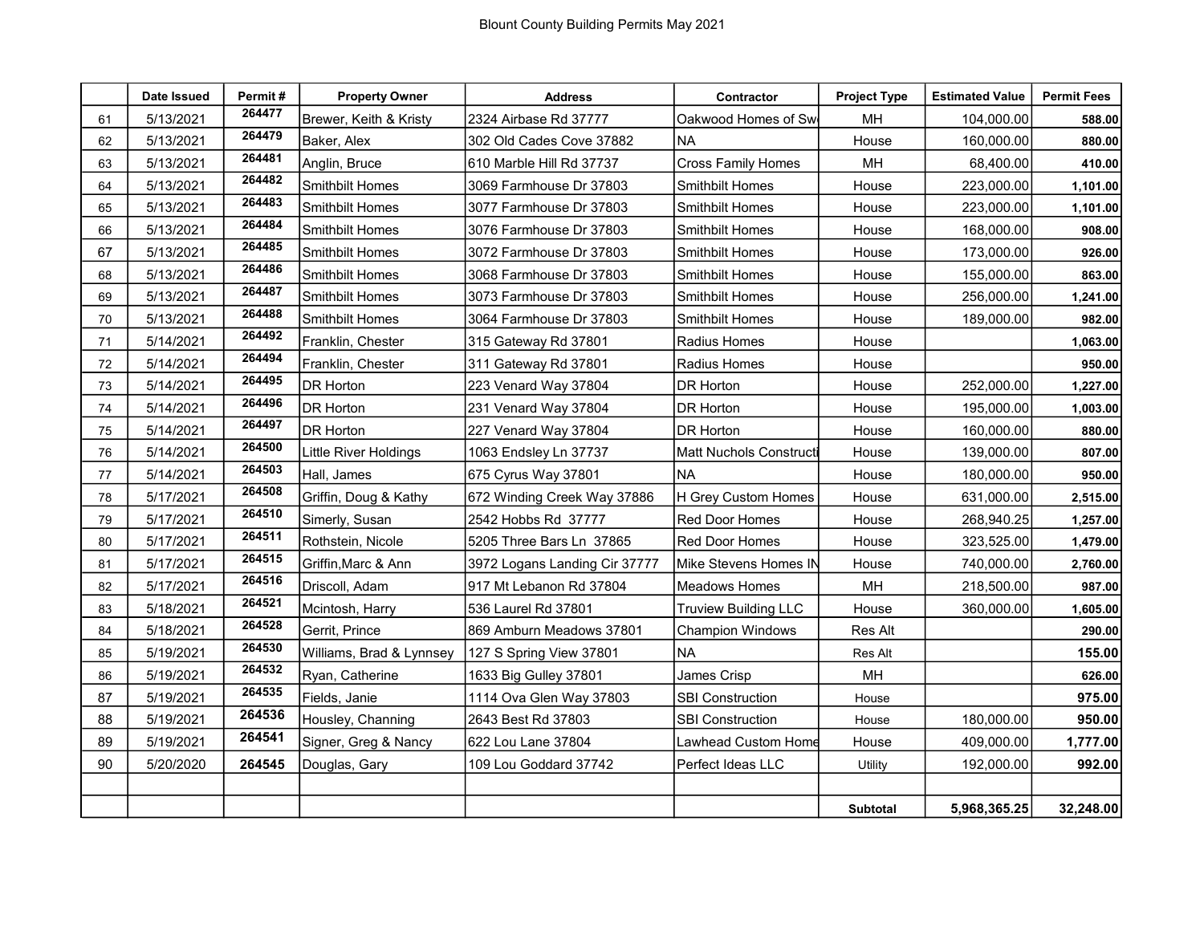# Blount County Building Permits May 2021

|  | Date Issued | Permit # | Property Owner | Address | Contractor | Project Type | Estimated Value | Permit Fees |
|---|---|---|---|---|---|---|---|---|
| 61 | 5/13/2021 | 264477 | Brewer, Keith & Kristy | 2324 Airbase Rd 37777 | Oakwood Homes of Sw | MH | 104,000.00 | **588.00** |
| 62 | 5/13/2021 | 264479 | Baker, Alex | 302 Old Cades Cove 37882 | NA | House | 160,000.00 | **880.00** |
| 63 | 5/13/2021 | 264481 | Anglin, Bruce | 610 Marble Hill Rd 37737 | Cross Family Homes | MH | 68,400.00 | **410.00** |
| 64 | 5/13/2021 | 264482 | Smithbilt Homes | 3069 Farmhouse Dr 37803 | Smithbilt Homes | House | 223,000.00 | **1,101.00** |
| 65 | 5/13/2021 | 264483 | Smithbilt Homes | 3077 Farmhouse Dr 37803 | Smithbilt Homes | House | 223,000.00 | **1,101.00** |
| 66 | 5/13/2021 | 264484 | Smithbilt Homes | 3076 Farmhouse Dr 37803 | Smithbilt Homes | House | 168,000.00 | **908.00** |
| 67 | 5/13/2021 | 264485 | Smithbilt Homes | 3072 Farmhouse Dr 37803 | Smithbilt Homes | House | 173,000.00 | **926.00** |
| 68 | 5/13/2021 | 264486 | Smithbilt Homes | 3068 Farmhouse Dr 37803 | Smithbilt Homes | House | 155,000.00 | **863.00** |
| 69 | 5/13/2021 | 264487 | Smithbilt Homes | 3073 Farmhouse Dr 37803 | Smithbilt Homes | House | 256,000.00 | **1,241.00** |
| 70 | 5/13/2021 | 264488 | Smithbilt Homes | 3064 Farmhouse Dr 37803 | Smithbilt Homes | House | 189,000.00 | **982.00** |
| 71 | 5/14/2021 | 264492 | Franklin, Chester | 315 Gateway Rd 37801 | Radius Homes | House |  | **1,063.00** |
| 72 | 5/14/2021 | 264494 | Franklin, Chester | 311 Gateway Rd 37801 | Radius Homes | House |  | **950.00** |
| 73 | 5/14/2021 | 264495 | DR Horton | 223 Venard Way 37804 | DR Horton | House | 252,000.00 | **1,227.00** |
| 74 | 5/14/2021 | 264496 | DR Horton | 231 Venard Way 37804 | DR Horton | House | 195,000.00 | **1,003.00** |
| 75 | 5/14/2021 | 264497 | DR Horton | 227 Venard Way 37804 | DR Horton | House | 160,000.00 | **880.00** |
| 76 | 5/14/2021 | 264500 | Little River Holdings | 1063 Endsley Ln 37737 | Matt Nuchols Constructi | House | 139,000.00 | **807.00** |
| 77 | 5/14/2021 | 264503 | Hall, James | 675 Cyrus Way 37801 | NA | House | 180,000.00 | **950.00** |
| 78 | 5/17/2021 | 264508 | Griffin, Doug & Kathy | 672 Winding Creek Way 37886 | H Grey Custom Homes | House | 631,000.00 | **2,515.00** |
| 79 | 5/17/2021 | 264510 | Simerly, Susan | 2542 Hobbs Rd 37777 | Red Door Homes | House | 268,940.25 | **1,257.00** |
| 80 | 5/17/2021 | 264511 | Rothstein, Nicole | 5205 Three Bars Ln 37865 | Red Door Homes | House | 323,525.00 | **1,479.00** |
| 81 | 5/17/2021 | 264515 | Griffin,Marc & Ann | 3972 Logans Landing Cir 37777 | Mike Stevens Homes IN | House | 740,000.00 | **2,760.00** |
| 82 | 5/17/2021 | 264516 | Driscoll, Adam | 917 Mt Lebanon Rd 37804 | Meadows Homes | MH | 218,500.00 | **987.00** |
| 83 | 5/18/2021 | 264521 | Mcintosh, Harry | 536 Laurel Rd 37801 | Truview Building LLC | House | 360,000.00 | **1,605.00** |
| 84 | 5/18/2021 | 264528 | Gerrit, Prince | 869 Amburn Meadows 37801 | Champion Windows | Res Alt |  | **290.00** |
| 85 | 5/19/2021 | 264530 | Williams, Brad & Lynnsey | 127 S Spring View 37801 | NA | Res Alt |  | **155.00** |
| 86 | 5/19/2021 | 264532 | Ryan, Catherine | 1633 Big Gulley 37801 | James Crisp | MH |  | **626.00** |
| 87 | 5/19/2021 | 264535 | Fields, Janie | 1114 Ova Glen Way 37803 | SBI Construction | House |  | **975.00** |
| 88 | 5/19/2021 | 264536 | Housley, Channing | 2643 Best Rd 37803 | SBI Construction | House | 180,000.00 | **950.00** |
| 89 | 5/19/2021 | 264541 | Signer, Greg & Nancy | 622 Lou Lane 37804 | Lawhead Custom Home | House | 409,000.00 | **1,777.00** |
| 90 | 5/20/2020 | 264545 | Douglas, Gary | 109 Lou Goddard 37742 | Perfect Ideas LLC | Utility | 192,000.00 | **992.00** |
|  |  |  |  |  |  |  |  |  |
|  |  |  |  |  |  | **Subtotal** | **5,968,365.25** | **32,248.00** |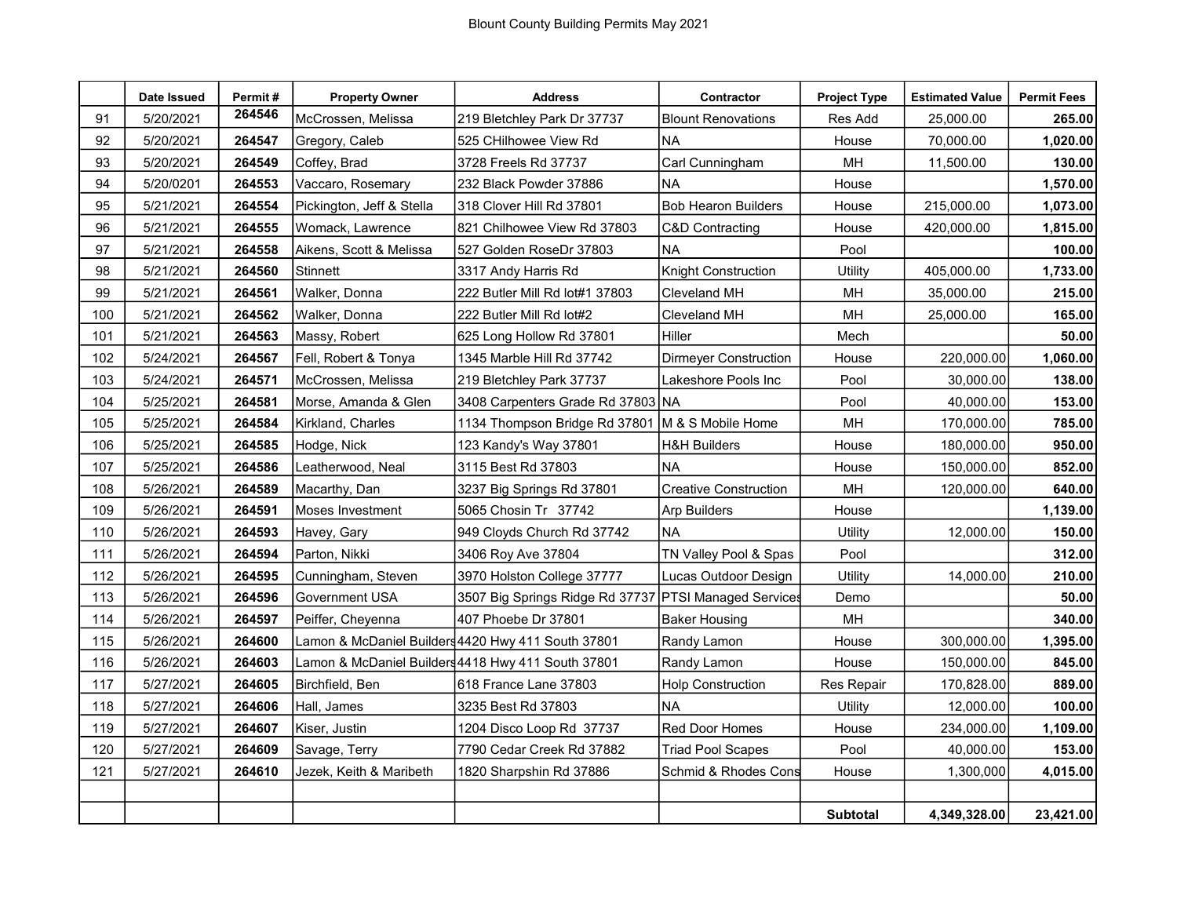# Blount County Building Permits May 2021

| | Date Issued | Permit # | Property Owner | Address | Contractor | Project Type | Estimated Value | Permit Fees |
|---|---|---|---|---|---|---|---|---|
| 91 | 5/20/2021 | 264546 | McCrossen, Melissa | 219 Bletchley Park Dr 37737 | Blount Renovations | Res Add | 25,000.00 | **265.00** |
| 92 | 5/20/2021 | **264547** | Gregory, Caleb | 525 CHilhowee View Rd | NA | House | 70,000.00 | **1,020.00** |
| 93 | 5/20/2021 | **264549** | Coffey, Brad | 3728 Freels Rd 37737 | Carl Cunningham | MH | 11,500.00 | **130.00** |
| 94 | 5/20/0201 | **264553** | Vaccaro, Rosemary | 232 Black Powder 37886 | NA | House | | **1,570.00** |
| 95 | 5/21/2021 | **264554** | Pickington, Jeff & Stella | 318 Clover Hill Rd 37801 | Bob Hearon Builders | House | 215,000.00 | **1,073.00** |
| 96 | 5/21/2021 | **264555** | Womack, Lawrence | 821 Chilhowee View Rd 37803 | C&D Contracting | House | 420,000.00 | **1,815.00** |
| 97 | 5/21/2021 | **264558** | Aikens, Scott & Melissa | 527 Golden RoseDr 37803 | NA | Pool | | **100.00** |
| 98 | 5/21/2021 | **264560** | Stinnett | 3317 Andy Harris Rd | Knight Construction | Utility | 405,000.00 | **1,733.00** |
| 99 | 5/21/2021 | **264561** | Walker, Donna | 222 Butler Mill Rd lot#1 37803 | Cleveland MH | MH | 35,000.00 | **215.00** |
| 100 | 5/21/2021 | **264562** | Walker, Donna | 222 Butler Mill Rd lot#2 | Cleveland MH | MH | 25,000.00 | **165.00** |
| 101 | 5/21/2021 | **264563** | Massy, Robert | 625 Long Hollow Rd 37801 | Hiller | Mech | | **50.00** |
| 102 | 5/24/2021 | **264567** | Fell, Robert & Tonya | 1345 Marble Hill Rd 37742 | Dirmeyer Construction | House | 220,000.00 | **1,060.00** |
| 103 | 5/24/2021 | **264571** | McCrossen, Melissa | 219 Bletchley Park 37737 | Lakeshore Pools Inc | Pool | 30,000.00 | **138.00** |
| 104 | 5/25/2021 | **264581** | Morse, Amanda & Glen | 3408 Carpenters Grade Rd 37803 | NA | Pool | 40,000.00 | **153.00** |
| 105 | 5/25/2021 | **264584** | Kirkland, Charles | 1134 Thompson Bridge Rd 37801 | M & S Mobile Home | MH | 170,000.00 | **785.00** |
| 106 | 5/25/2021 | **264585** | Hodge, Nick | 123 Kandy's Way 37801 | H&H Builders | House | 180,000.00 | **950.00** |
| 107 | 5/25/2021 | **264586** | Leatherwood, Neal | 3115 Best Rd 37803 | NA | House | 150,000.00 | **852.00** |
| 108 | 5/26/2021 | **264589** | Macarthy, Dan | 3237 Big Springs Rd 37801 | Creative Construction | MH | 120,000.00 | **640.00** |
| 109 | 5/26/2021 | **264591** | Moses Investment | 5065 Chosin Tr 37742 | Arp Builders | House | | **1,139.00** |
| 110 | 5/26/2021 | **264593** | Havey, Gary | 949 Cloyds Church Rd 37742 | NA | Utility | 12,000.00 | **150.00** |
| 111 | 5/26/2021 | **264594** | Parton, Nikki | 3406 Roy Ave 37804 | TN Valley Pool & Spas | Pool | | **312.00** |
| 112 | 5/26/2021 | **264595** | Cunningham, Steven | 3970 Holston College 37777 | Lucas Outdoor Design | Utility | 14,000.00 | **210.00** |
| 113 | 5/26/2021 | **264596** | Government USA | 3507 Big Springs Ridge Rd 37737 | PTSI Managed Services | Demo | | **50.00** |
| 114 | 5/26/2021 | **264597** | Peiffer, Cheyenna | 407 Phoebe Dr 37801 | Baker Housing | MH | | **340.00** |
| 115 | 5/26/2021 | **264600** | Lamon & McDaniel Builders | 4420 Hwy 411 South 37801 | Randy Lamon | House | 300,000.00 | **1,395.00** |
| 116 | 5/26/2021 | **264603** | Lamon & McDaniel Builders | 4418 Hwy 411 South 37801 | Randy Lamon | House | 150,000.00 | **845.00** |
| 117 | 5/27/2021 | **264605** | Birchfield, Ben | 618 France Lane 37803 | Holp Construction | Res Repair | 170,828.00 | **889.00** |
| 118 | 5/27/2021 | **264606** | Hall, James | 3235 Best Rd 37803 | NA | Utility | 12,000.00 | **100.00** |
| 119 | 5/27/2021 | **264607** | Kiser, Justin | 1204 Disco Loop Rd 37737 | Red Door Homes | House | 234,000.00 | **1,109.00** |
| 120 | 5/27/2021 | **264609** | Savage, Terry | 7790 Cedar Creek Rd 37882 | Triad Pool Scapes | Pool | 40,000.00 | **153.00** |
| 121 | 5/27/2021 | **264610** | Jezek, Keith & Maribeth | 1820 Sharpshin Rd 37886 | Schmid & Rhodes Cons | House | 1,300,000 | **4,015.00** |
| | | | | | | | | |
| | | | | | | **Subtotal** | **4,349,328.00** | **23,421.00** |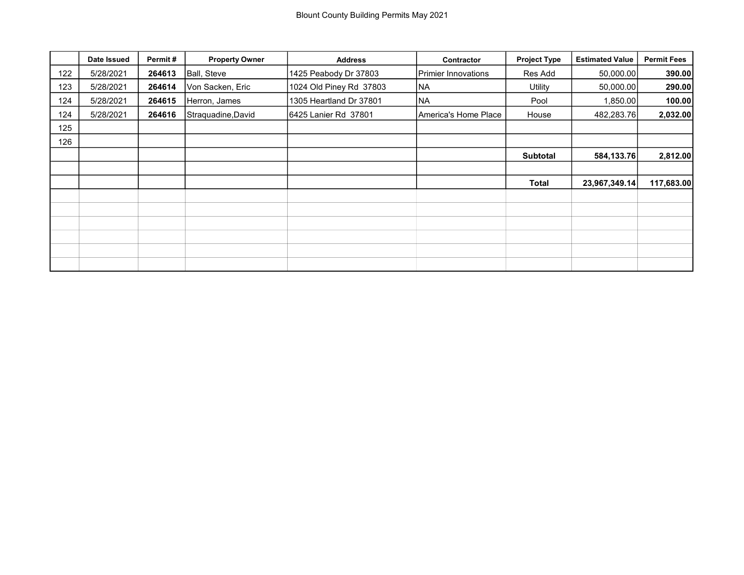Blount County Building Permits May 2021

| | Date Issued | Permit # | Property Owner | Address | Contractor | Project Type | Estimated Value | Permit Fees |
|---|---|---|---|---|---|---|---|---|
| 122 | 5/28/2021 | **264613** | Ball, Steve | 1425 Peabody Dr 37803 | Primier Innovations | Res Add | 50,000.00 | **390.00** |
| 123 | 5/28/2021 | **264614** | Von Sacken, Eric | 1024 Old Piney Rd 37803 | NA | Utility | 50,000.00 | **290.00** |
| 124 | 5/28/2021 | **264615** | Herron, James | 1305 Heartland Dr 37801 | NA | Pool | 1,850.00 | **100.00** |
| 124 | 5/28/2021 | **264616** | Straquadine,David | 6425 Lanier Rd 37801 | America's Home Place | House | 482,283.76 | **2,032.00** |
| 125 | | | | | | | | |
| 126 | | | | | | | | |
| | | | | | | **Subtotal** | **584,133.76** | **2,812.00** |
| | | | | | | | | |
| | | | | | | **Total** | **23,967,349.14** | **117,683.00** |